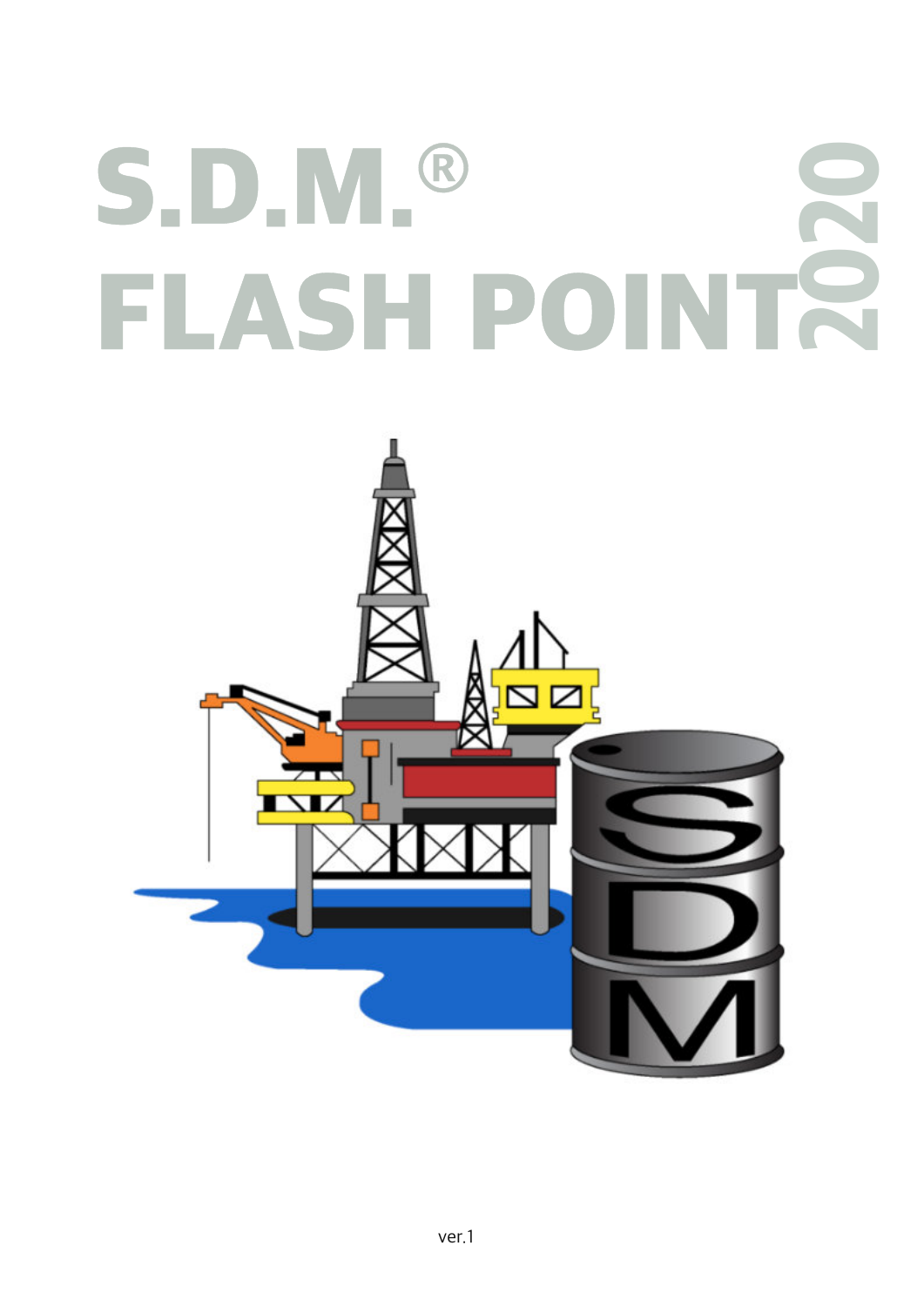# S.D.M.®

# FLASH POINT 2020

ver.1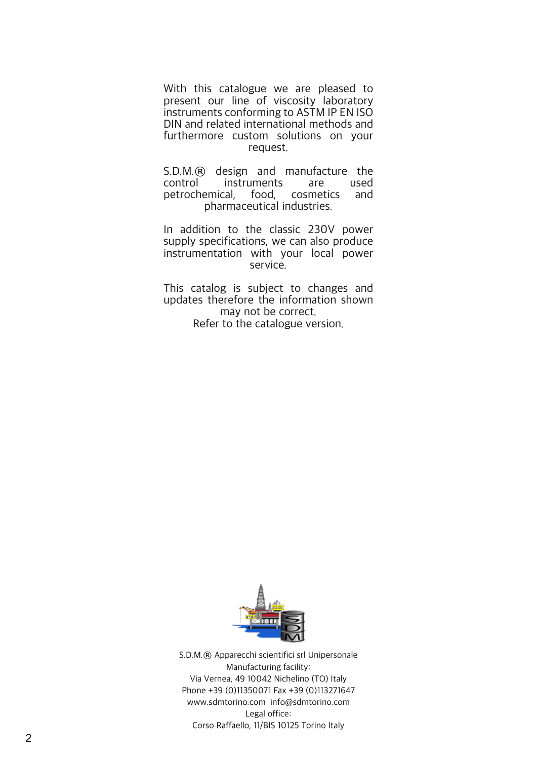With this catalogue we are pleased to present our line of viscosity laboratory instruments conforming to ASTM IP EN ISO DIN and related international methods and furthermore custom solutions on your request.

S.D.M.® design and manufacture the control instruments are used petrochemical, food, cosmetics and pharmaceutical industries.

In addition to the classic 230V power supply specifications, we can also produce instrumentation with your local power service.

This catalog is subject to changes and updates therefore the information shown may not be correct.
Refer to the catalogue version.

S.D.M.® Apparecchi scientifici srl Unipersonale
Manufacturing facility:
Via Vernea, 49 10042 Nichelino (TO) Italy
Phone +39 (0)11350071 Fax +39 (0)113271647
www.sdmtorino.com info@sdmtorino.com
Legal office:
Corso Raffaello, 11/BIS 10125 Torino Italy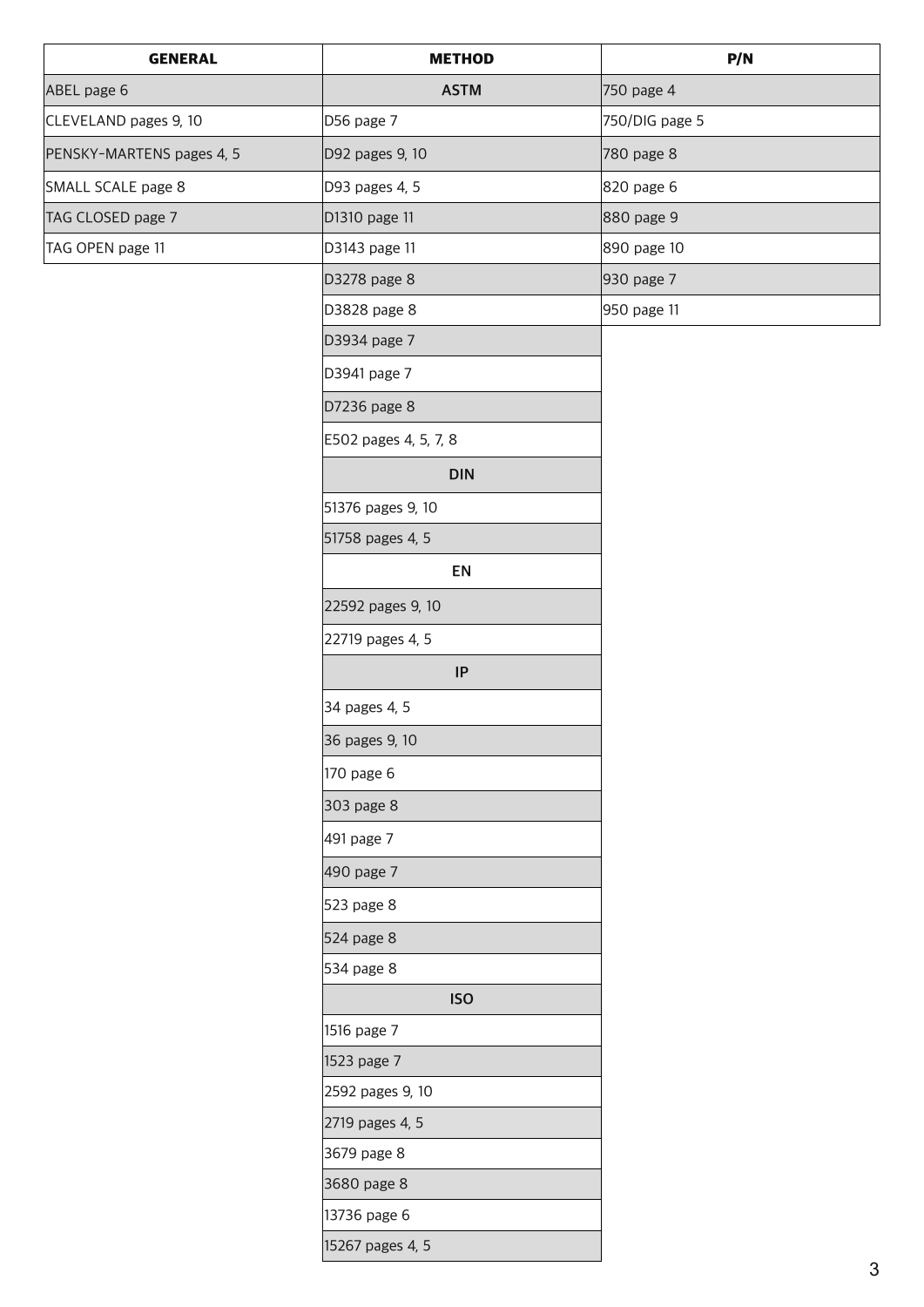| GENERAL | METHOD | P/N |
|---|---|---|
| ABEL page 6 | **ASTM** | 750 page 4 |
| CLEVELAND pages 9, 10 | D56 page 7 | 750/DIG page 5 |
| PENSKY-MARTENS pages 4, 5 | D92 pages 9, 10 | 780 page 8 |
| SMALL SCALE page 8 | D93 pages 4, 5 | 820 page 6 |
| TAG CLOSED page 7 | D1310 page 11 | 880 page 9 |
| TAG OPEN page 11 | D3143 page 11 | 890 page 10 |
| | D3278 page 8 | 930 page 7 |
| | D3828 page 8 | 950 page 11 |
| | D3934 page 7 | |
| | D3941 page 7 | |
| | D7236 page 8 | |
| | E502 pages 4, 5, 7, 8 | |
| | **DIN** | |
| | 51376 pages 9, 10 | |
| | 51758 pages 4, 5 | |
| | **EN** | |
| | 22592 pages 9, 10 | |
| | 22719 pages 4, 5 | |
| | **IP** | |
| | 34 pages 4, 5 | |
| | 36 pages 9, 10 | |
| | 170 page 6 | |
| | 303 page 8 | |
| | 491 page 7 | |
| | 490 page 7 | |
| | 523 page 8 | |
| | 524 page 8 | |
| | 534 page 8 | |
| | **ISO** | |
| | 1516 page 7 | |
| | 1523 page 7 | |
| | 2592 pages 9, 10 | |
| | 2719 pages 4, 5 | |
| | 3679 page 8 | |
| | 3680 page 8 | |
| | 13736 page 6 | |
| | 15267 pages 4, 5 | |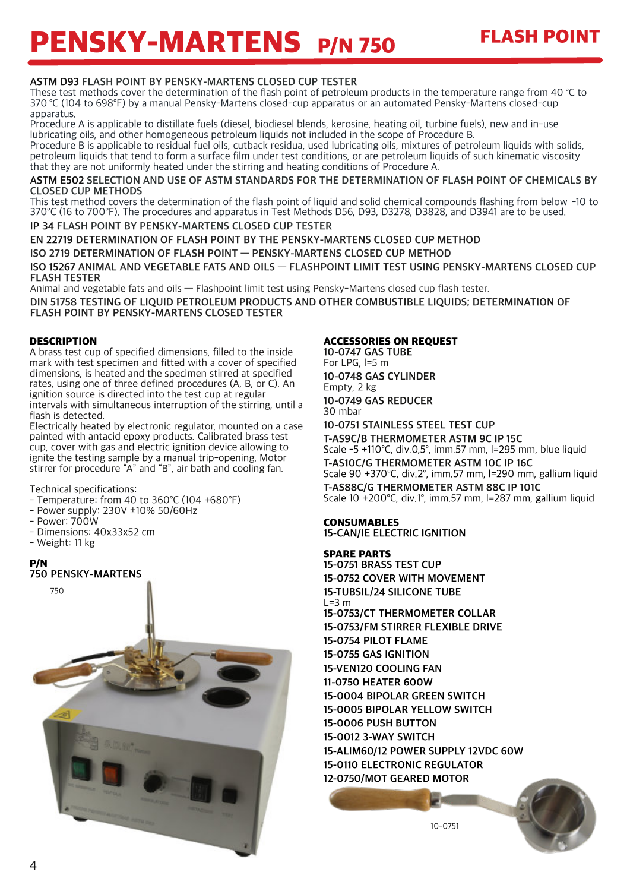# PENSKY-MARTENS P/N 750

## FLASH POINT

**ASTM D93 FLASH POINT BY PENSKY-MARTENS CLOSED CUP TESTER**

These test methods cover the determination of the flash point of petroleum products in the temperature range from 40 °C to 370 °C (104 to 698°F) by a manual Pensky-Martens closed-cup apparatus or an automated Pensky-Martens closed-cup apparatus.

Procedure A is applicable to distillate fuels (diesel, biodiesel blends, kerosine, heating oil, turbine fuels), new and in-use lubricating oils, and other homogeneous petroleum liquids not included in the scope of Procedure B.

Procedure B is applicable to residual fuel oils, cutback residua, used lubricating oils, mixtures of petroleum liquids with solids, petroleum liquids that tend to form a surface film under test conditions, or are petroleum liquids of such kinematic viscosity that they are not uniformly heated under the stirring and heating conditions of Procedure A.

**ASTM E502 SELECTION AND USE OF ASTM STANDARDS FOR THE DETERMINATION OF FLASH POINT OF CHEMICALS BY CLOSED CUP METHODS**

This test method covers the determination of the flash point of liquid and solid chemical compounds flashing from below -10 to 370°C (16 to 700°F). The procedures and apparatus in Test Methods D56, D93, D3278, D3828, and D3941 are to be used.

**IP 34 FLASH POINT BY PENSKY-MARTENS CLOSED CUP TESTER**

**EN 22719 DETERMINATION OF FLASH POINT BY THE PENSKY-MARTENS CLOSED CUP METHOD**

**ISO 2719 DETERMINATION OF FLASH POINT — PENSKY-MARTENS CLOSED CUP METHOD**

**ISO 15267 ANIMAL AND VEGETABLE FATS AND OILS — FLASHPOINT LIMIT TEST USING PENSKY-MARTENS CLOSED CUP FLASH TESTER**

Animal and vegetable fats and oils — Flashpoint limit test using Pensky-Martens closed cup flash tester.

**DIN 51758 TESTING OF LIQUID PETROLEUM PRODUCTS AND OTHER COMBUSTIBLE LIQUIDS; DETERMINATION OF FLASH POINT BY PENSKY-MARTENS CLOSED TESTER**

### DESCRIPTION

A brass test cup of specified dimensions, filled to the inside mark with test specimen and fitted with a cover of specified dimensions, is heated and the specimen stirred at specified rates, using one of three defined procedures (A, B, or C). An ignition source is directed into the test cup at regular intervals with simultaneous interruption of the stirring, until a flash is detected.

Electrically heated by electronic regulator, mounted on a case painted with antacid epoxy products. Calibrated brass test cup, cover with gas and electric ignition device allowing to ignite the testing sample by a manual trip-opening. Motor stirrer for procedure "A" and "B", air bath and cooling fan.

Technical specifications:
- Temperature: from 40 to 360°C (104 +680°F)
- Power supply: 230V ±10% 50/60Hz
- Power: 700W
- Dimensions: 40x33x52 cm
- Weight: 11 kg

### P/N

**750 PENSKY-MARTENS**

750

### ACCESSORIES ON REQUEST

**10-0747 GAS TUBE**
For LPG, l=5 m

**10-0748 GAS CYLINDER**
Empty, 2 kg

**10-0749 GAS REDUCER**
30 mbar

**10-0751 STAINLESS STEEL TEST CUP**

**T-AS9C/B THERMOMETER ASTM 9C IP 15C**
Scale -5 +110°C, div.0,5°, imm.57 mm, l=295 mm, blue liquid

**T-AS10C/G THERMOMETER ASTM 10C IP 16C**
Scale 90 +370°C, div.2°, imm.57 mm, l=290 mm, gallium liquid

**T-AS88C/G THERMOMETER ASTM 88C IP 101C**
Scale 10 +200°C, div.1°, imm.57 mm, l=287 mm, gallium liquid

### CONSUMABLES

**15-CAN/IE ELECTRIC IGNITION**

### SPARE PARTS

**15-0751 BRASS TEST CUP**

**15-0752 COVER WITH MOVEMENT**

**15-TUBSIL/24 SILICONE TUBE**
L=3 m

**15-0753/CT THERMOMETER COLLAR**

**15-0753/FM STIRRER FLEXIBLE DRIVE**

**15-0754 PILOT FLAME**

**15-0755 GAS IGNITION**

**15-VEN120 COOLING FAN**

**11-0750 HEATER 600W**

**15-0004 BIPOLAR GREEN SWITCH**

**15-0005 BIPOLAR YELLOW SWITCH**

**15-0006 PUSH BUTTON**

**15-0012 3-WAY SWITCH**

**15-ALIM60/12 POWER SUPPLY 12VDC 60W**

**15-0110 ELECTRONIC REGULATOR**

**12-0750/MOT GEARED MOTOR**

10-0751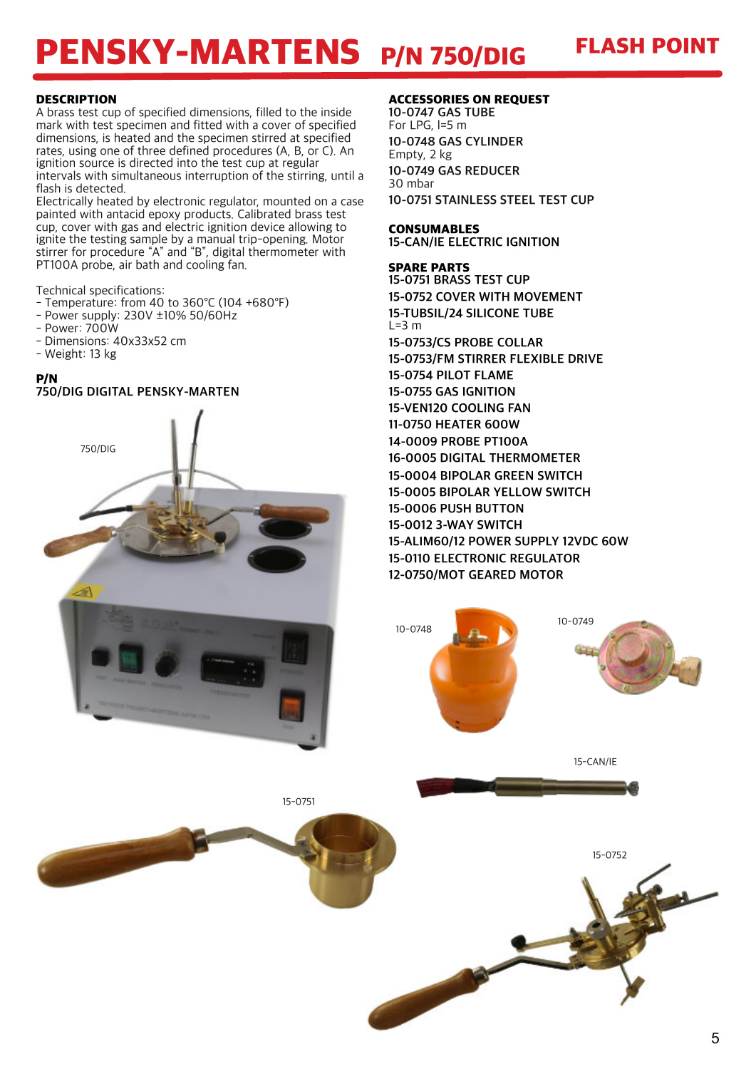# PENSKY-MARTENS P/N 750/DIG

## FLASH POINT

### DESCRIPTION

A brass test cup of specified dimensions, filled to the inside mark with test specimen and fitted with a cover of specified dimensions, is heated and the specimen stirred at specified rates, using one of three defined procedures (A, B, or C). An ignition source is directed into the test cup at regular intervals with simultaneous interruption of the stirring, until a flash is detected.
Electrically heated by electronic regulator, mounted on a case painted with antacid epoxy products. Calibrated brass test cup, cover with gas and electric ignition device allowing to ignite the testing sample by a manual trip-opening. Motor stirrer for procedure "A" and "B", digital thermometer with PT100A probe, air bath and cooling fan.

Technical specifications:
- Temperature: from 40 to 360°C (104 +680°F)
- Power supply: 230V ±10% 50/60Hz
- Power: 700W
- Dimensions: 40x33x52 cm
- Weight: 13 kg

### P/N

750/DIG DIGITAL PENSKY-MARTEN

750/DIG

### ACCESSORIES ON REQUEST

**10-0747 GAS TUBE**
For LPG, l=5 m

**10-0748 GAS CYLINDER**
Empty, 2 kg

**10-0749 GAS REDUCER**
30 mbar

**10-0751 STAINLESS STEEL TEST CUP**

### CONSUMABLES

**15-CAN/IE ELECTRIC IGNITION**

### SPARE PARTS

**15-0751 BRASS TEST CUP**

**15-0752 COVER WITH MOVEMENT**

**15-TUBSIL/24 SILICONE TUBE**
L=3 m

**15-0753/CS PROBE COLLAR**

**15-0753/FM STIRRER FLEXIBLE DRIVE**

**15-0754 PILOT FLAME**

**15-0755 GAS IGNITION**

**15-VEN120 COOLING FAN**

**11-0750 HEATER 600W**

**14-0009 PROBE PT100A**

**16-0005 DIGITAL THERMOMETER**

**15-0004 BIPOLAR GREEN SWITCH**

**15-0005 BIPOLAR YELLOW SWITCH**

**15-0006 PUSH BUTTON**

**15-0012 3-WAY SWITCH**

**15-ALIM60/12 POWER SUPPLY 12VDC 60W**

**15-0110 ELECTRONIC REGULATOR**

**12-0750/MOT GEARED MOTOR**

10-0748

10-0749

15-CAN/IE

15-0751

15-0752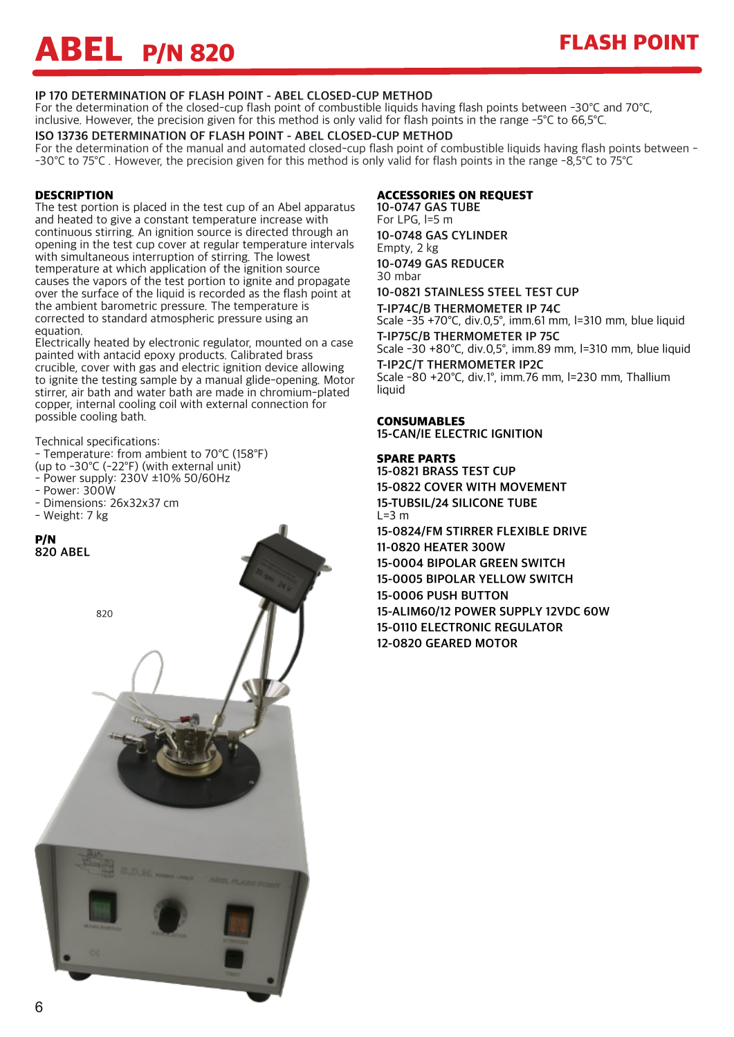# ABEL P/N 820

## FLASH POINT

**IP 170 DETERMINATION OF FLASH POINT - ABEL CLOSED-CUP METHOD**
For the determination of the closed-cup flash point of combustible liquids having flash points between -30°C and 70°C, inclusive. However, the precision given for this method is only valid for flash points in the range -5°C to 66,5°C.

**ISO 13736 DETERMINATION OF FLASH POINT - ABEL CLOSED-CUP METHOD**
For the determination of the manual and automated closed-cup flash point of combustible liquids having flash points between --30°C to 75°C . However, the precision given for this method is only valid for flash points in the range -8,5°C to 75°C

### DESCRIPTION

The test portion is placed in the test cup of an Abel apparatus and heated to give a constant temperature increase with continuous stirring. An ignition source is directed through an opening in the test cup cover at regular temperature intervals with simultaneous interruption of stirring. The lowest temperature at which application of the ignition source causes the vapors of the test portion to ignite and propagate over the surface of the liquid is recorded as the flash point at the ambient barometric pressure. The temperature is corrected to standard atmospheric pressure using an equation.
Electrically heated by electronic regulator, mounted on a case painted with antacid epoxy products. Calibrated brass crucible, cover with gas and electric ignition device allowing to ignite the testing sample by a manual glide-opening. Motor stirrer, air bath and water bath are made in chromium-plated copper, internal cooling coil with external connection for possible cooling bath.

Technical specifications:
- Temperature: from ambient to 70°C (158°F) (up to -30°C (-22°F) (with external unit)
- Power supply: 230V ±10% 50/60Hz
- Power: 300W
- Dimensions: 26x32x37 cm
- Weight: 7 kg

**P/N**
820 ABEL

820

### ACCESSORIES ON REQUEST

**10-0747 GAS TUBE**
For LPG, l=5 m

**10-0748 GAS CYLINDER**
Empty, 2 kg

**10-0749 GAS REDUCER**
30 mbar

**10-0821 STAINLESS STEEL TEST CUP**

**T-IP74C/B THERMOMETER IP 74C**
Scale -35 +70°C, div.0,5°, imm.61 mm, l=310 mm, blue liquid

**T-IP75C/B THERMOMETER IP 75C**
Scale -30 +80°C, div.0,5°, imm.89 mm, l=310 mm, blue liquid

**T-IP2C/T THERMOMETER IP2C**
Scale -80 +20°C, div.1°, imm.76 mm, l=230 mm, Thallium liquid

### CONSUMABLES

**15-CAN/IE ELECTRIC IGNITION**

### SPARE PARTS

**15-0821 BRASS TEST CUP**

**15-0822 COVER WITH MOVEMENT**

**15-TUBSIL/24 SILICONE TUBE**
L=3 m

**15-0824/FM STIRRER FLEXIBLE DRIVE**

**11-0820 HEATER 300W**

**15-0004 BIPOLAR GREEN SWITCH**

**15-0005 BIPOLAR YELLOW SWITCH**

**15-0006 PUSH BUTTON**

**15-ALIM60/12 POWER SUPPLY 12VDC 60W**

**15-0110 ELECTRONIC REGULATOR**

**12-0820 GEARED MOTOR**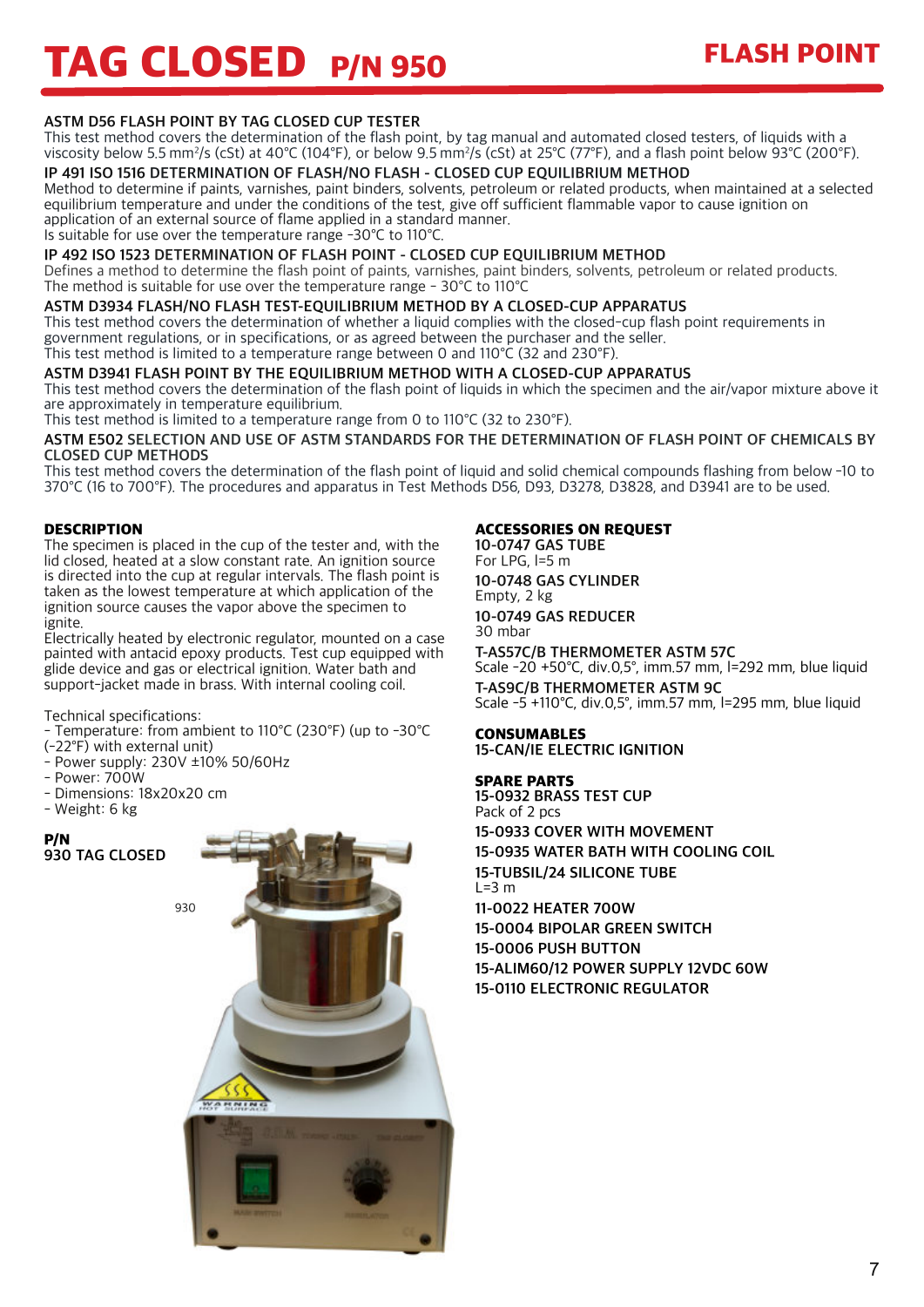# TAG CLOSED P/N 950

## FLASH POINT

**ASTM D56 FLASH POINT BY TAG CLOSED CUP TESTER**
This test method covers the determination of the flash point, by tag manual and automated closed testers, of liquids with a viscosity below 5.5 $mm^2$/s (cSt) at 40°C (104°F), or below 9.5 $mm^2$/s (cSt) at 25°C (77°F), and a flash point below 93°C (200°F).

**IP 491 ISO 1516 DETERMINATION OF FLASH/NO FLASH - CLOSED CUP EQUILIBRIUM METHOD**
Method to determine if paints, varnishes, paint binders, solvents, petroleum or related products, when maintained at a selected equilibrium temperature and under the conditions of the test, give off sufficient flammable vapor to cause ignition on application of an external source of flame applied in a standard manner.
Is suitable for use over the temperature range -30°C to 110°C.

**IP 492 ISO 1523 DETERMINATION OF FLASH POINT - CLOSED CUP EQUILIBRIUM METHOD**
Defines a method to determine the flash point of paints, varnishes, paint binders, solvents, petroleum or related products.
The method is suitable for use over the temperature range - 30°C to 110°C

**ASTM D3934 FLASH/NO FLASH TEST-EQUILIBRIUM METHOD BY A CLOSED-CUP APPARATUS**
This test method covers the determination of whether a liquid complies with the closed-cup flash point requirements in government regulations, or in specifications, or as agreed between the purchaser and the seller.
This test method is limited to a temperature range between 0 and 110°C (32 and 230°F).

**ASTM D3941 FLASH POINT BY THE EQUILIBRIUM METHOD WITH A CLOSED-CUP APPARATUS**
This test method covers the determination of the flash point of liquids in which the specimen and the air/vapor mixture above it are approximately in temperature equilibrium.
This test method is limited to a temperature range from 0 to 110°C (32 to 230°F).

**ASTM E502 SELECTION AND USE OF ASTM STANDARDS FOR THE DETERMINATION OF FLASH POINT OF CHEMICALS BY CLOSED CUP METHODS**
This test method covers the determination of the flash point of liquid and solid chemical compounds flashing from below -10 to 370°C (16 to 700°F). The procedures and apparatus in Test Methods D56, D93, D3278, D3828, and D3941 are to be used.

### DESCRIPTION

The specimen is placed in the cup of the tester and, with the lid closed, heated at a slow constant rate. An ignition source is directed into the cup at regular intervals. The flash point is taken as the lowest temperature at which application of the ignition source causes the vapor above the specimen to ignite.
Electrically heated by electronic regulator, mounted on a case painted with antacid epoxy products. Test cup equipped with glide device and gas or electrical ignition. Water bath and support-jacket made in brass. With internal cooling coil.

Technical specifications:
- Temperature: from ambient to 110°C (230°F) (up to -30°C (-22°F) with external unit)
- Power supply: 230V ±10% 50/60Hz
- Power: 700W
- Dimensions: 18x20x20 cm
- Weight: 6 kg

**P/N**
**930 TAG CLOSED**

930

### ACCESSORIES ON REQUEST

**10-0747 GAS TUBE**
For LPG, l=5 m

**10-0748 GAS CYLINDER**
Empty, 2 kg

**10-0749 GAS REDUCER**
30 mbar

**T-AS57C/B THERMOMETER ASTM 57C**
Scale -20 +50°C, div.0,5°, imm.57 mm, l=292 mm, blue liquid

**T-AS9C/B THERMOMETER ASTM 9C**
Scale -5 +110°C, div.0,5°, imm.57 mm, l=295 mm, blue liquid

### CONSUMABLES

**15-CAN/IE ELECTRIC IGNITION**

### SPARE PARTS

**15-0932 BRASS TEST CUP**
Pack of 2 pcs

**15-0933 COVER WITH MOVEMENT**

**15-0935 WATER BATH WITH COOLING COIL**

**15-TUBSIL/24 SILICONE TUBE**
L=3 m

**11-0022 HEATER 700W**

**15-0004 BIPOLAR GREEN SWITCH**

**15-0006 PUSH BUTTON**

**15-ALIM60/12 POWER SUPPLY 12VDC 60W**

**15-0110 ELECTRONIC REGULATOR**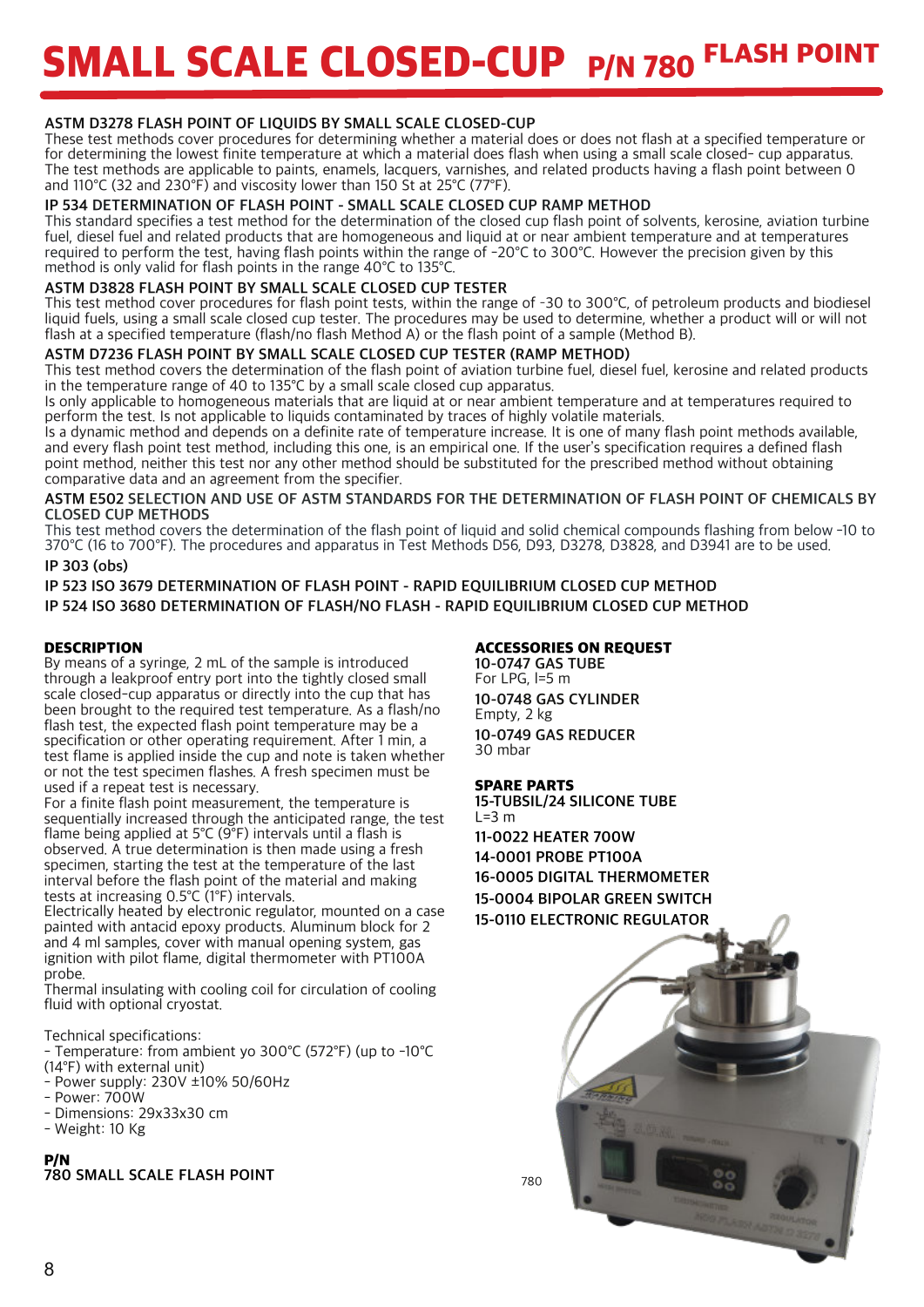# SMALL SCALE CLOSED-CUP P/N 780 FLASH POINT

### ASTM D3278 FLASH POINT OF LIQUIDS BY SMALL SCALE CLOSED-CUP

These test methods cover procedures for determining whether a material does or does not flash at a specified temperature or for determining the lowest finite temperature at which a material does flash when using a small scale closed- cup apparatus. The test methods are applicable to paints, enamels, lacquers, varnishes, and related products having a flash point between 0 and 110°C (32 and 230°F) and viscosity lower than 150 St at 25°C (77°F).

### IP 534 DETERMINATION OF FLASH POINT - SMALL SCALE CLOSED CUP RAMP METHOD

This standard specifies a test method for the determination of the closed cup flash point of solvents, kerosine, aviation turbine fuel, diesel fuel and related products that are homogeneous and liquid at or near ambient temperature and at temperatures required to perform the test, having flash points within the range of -20°C to 300°C. However the precision given by this method is only valid for flash points in the range 40°C to 135°C.

### ASTM D3828 FLASH POINT BY SMALL SCALE CLOSED CUP TESTER

This test method cover procedures for flash point tests, within the range of -30 to 300°C, of petroleum products and biodiesel liquid fuels, using a small scale closed cup tester. The procedures may be used to determine, whether a product will or will not flash at a specified temperature (flash/no flash Method A) or the flash point of a sample (Method B).

### ASTM D7236 FLASH POINT BY SMALL SCALE CLOSED CUP TESTER (RAMP METHOD)

This test method covers the determination of the flash point of aviation turbine fuel, diesel fuel, kerosine and related products in the temperature range of 40 to 135°C by a small scale closed cup apparatus.
Is only applicable to homogeneous materials that are liquid at or near ambient temperature and at temperatures required to perform the test. Is not applicable to liquids contaminated by traces of highly volatile materials.
Is a dynamic method and depends on a definite rate of temperature increase. It is one of many flash point methods available, and every flash point test method, including this one, is an empirical one. If the user's specification requires a defined flash point method, neither this test nor any other method should be substituted for the prescribed method without obtaining comparative data and an agreement from the specifier.

### ASTM E502 SELECTION AND USE OF ASTM STANDARDS FOR THE DETERMINATION OF FLASH POINT OF CHEMICALS BY CLOSED CUP METHODS

This test method covers the determination of the flash point of liquid and solid chemical compounds flashing from below -10 to 370°C (16 to 700°F). The procedures and apparatus in Test Methods D56, D93, D3278, D3828, and D3941 are to be used.

### IP 303 (obs)

### IP 523 ISO 3679 DETERMINATION OF FLASH POINT - RAPID EQUILIBRIUM CLOSED CUP METHOD

### IP 524 ISO 3680 DETERMINATION OF FLASH/NO FLASH - RAPID EQUILIBRIUM CLOSED CUP METHOD

**DESCRIPTION**

By means of a syringe, 2 mL of the sample is introduced through a leakproof entry port into the tightly closed small scale closed-cup apparatus or directly into the cup that has been brought to the required test temperature. As a flash/no flash test, the expected flash point temperature may be a specification or other operating requirement. After 1 min, a test flame is applied inside the cup and note is taken whether or not the test specimen flashes. A fresh specimen must be used if a repeat test is necessary.
For a finite flash point measurement, the temperature is sequentially increased through the anticipated range, the test flame being applied at 5°C (9°F) intervals until a flash is observed. A true determination is then made using a fresh specimen, starting the test at the temperature of the last interval before the flash point of the material and making tests at increasing 0.5°C (1°F) intervals.
Electrically heated by electronic regulator, mounted on a case painted with antacid epoxy products. Aluminum block for 2 and 4 ml samples, cover with manual opening system, gas ignition with pilot flame, digital thermometer with PT100A probe.
Thermal insulating with cooling coil for circulation of cooling fluid with optional cryostat.

Technical specifications:
- Temperature: from ambient yo 300°C (572°F) (up to -10°C (14°F) with external unit)
- Power supply: 230V ±10% 50/60Hz
- Power: 700W
- Dimensions: 29x33x30 cm
- Weight: 10 Kg

**P/N**
**780 SMALL SCALE FLASH POINT**

**ACCESSORIES ON REQUEST**

**10-0747 GAS TUBE**
For LPG, l=5 m

**10-0748 GAS CYLINDER**
Empty, 2 kg

**10-0749 GAS REDUCER**
30 mbar

**SPARE PARTS**

**15-TUBSIL/24 SILICONE TUBE**
L=3 m

**11-0022 HEATER 700W**

**14-0001 PROBE PT100A**

**16-0005 DIGITAL THERMOMETER**

**15-0004 BIPOLAR GREEN SWITCH**

**15-0110 ELECTRONIC REGULATOR**

780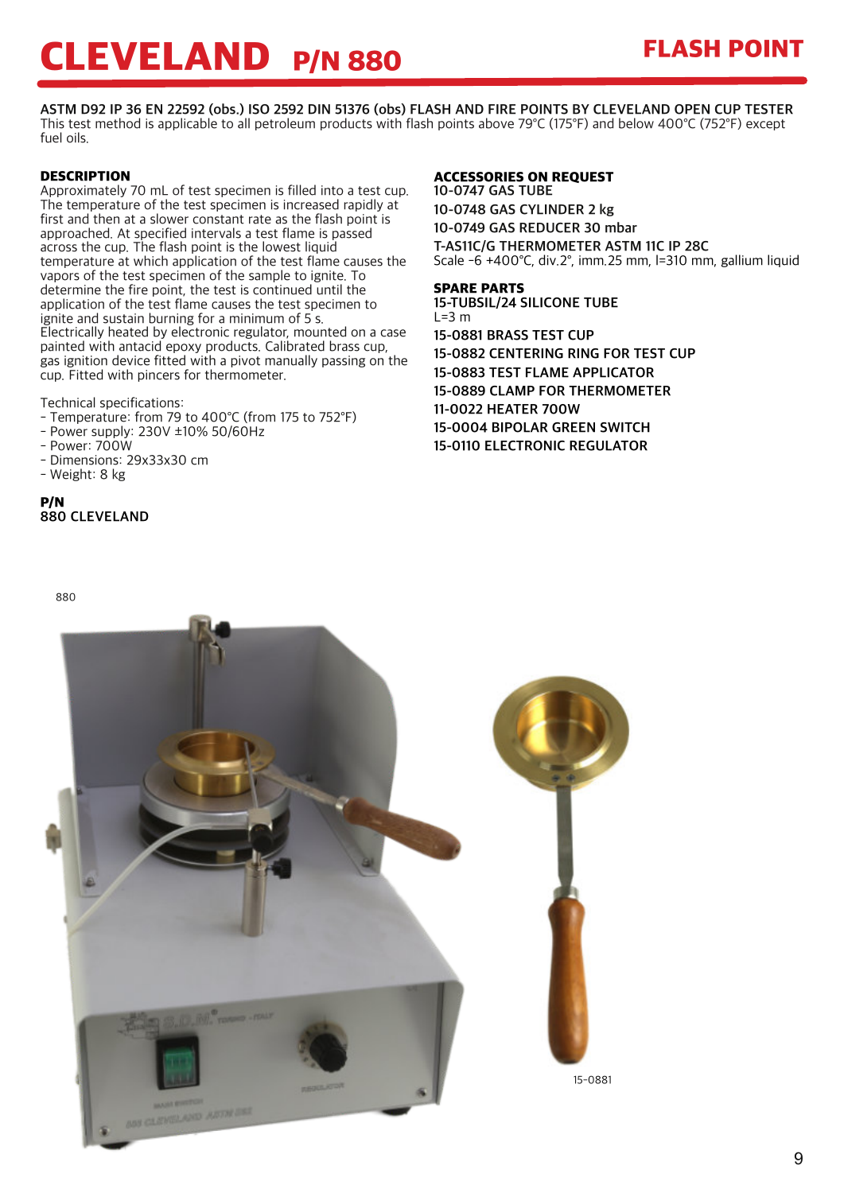# CLEVELAND P/N 880

## FLASH POINT

**ASTM D92 IP 36 EN 22592 (obs.) ISO 2592 DIN 51376 (obs) FLASH AND FIRE POINTS BY CLEVELAND OPEN CUP TESTER**
This test method is applicable to all petroleum products with flash points above 79°C (175°F) and below 400°C (752°F) except fuel oils.

**DESCRIPTION**
Approximately 70 mL of test specimen is filled into a test cup. The temperature of the test specimen is increased rapidly at first and then at a slower constant rate as the flash point is approached. At specified intervals a test flame is passed across the cup. The flash point is the lowest liquid temperature at which application of the test flame causes the vapors of the test specimen of the sample to ignite. To determine the fire point, the test is continued until the application of the test flame causes the test specimen to ignite and sustain burning for a minimum of 5 s.
Electrically heated by electronic regulator, mounted on a case painted with antacid epoxy products. Calibrated brass cup, gas ignition device fitted with a pivot manually passing on the cup. Fitted with pincers for thermometer.

Technical specifications:
- Temperature: from 79 to 400°C (from 175 to 752°F)
- Power supply: 230V ±10% 50/60Hz
- Power: 700W
- Dimensions: 29x33x30 cm
- Weight: 8 kg

**P/N**
**880 CLEVELAND**

**ACCESSORIES ON REQUEST**
**10-0747 GAS TUBE**
**10-0748 GAS CYLINDER 2 kg**
**10-0749 GAS REDUCER 30 mbar**
**T-AS11C/G THERMOMETER ASTM 11C IP 28C**
Scale -6 +400°C, div.2°, imm.25 mm, l=310 mm, gallium liquid

**SPARE PARTS**
**15-TUBSIL/24 SILICONE TUBE**
L=3 m
**15-0881 BRASS TEST CUP**
**15-0882 CENTERING RING FOR TEST CUP**
**15-0883 TEST FLAME APPLICATOR**
**15-0889 CLAMP FOR THERMOMETER**
**11-0022 HEATER 700W**
**15-0004 BIPOLAR GREEN SWITCH**
**15-0110 ELECTRONIC REGULATOR**

880

15-0881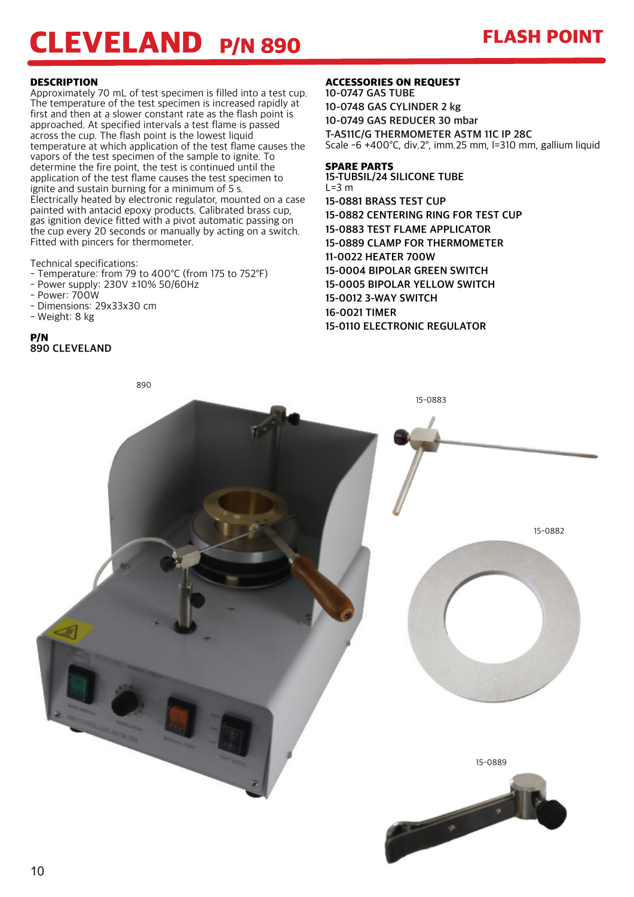# CLEVELAND P/N 890

## FLASH POINT

### DESCRIPTION

Approximately 70 mL of test specimen is filled into a test cup. The temperature of the test specimen is increased rapidly at first and then at a slower constant rate as the flash point is approached. At specified intervals a test flame is passed across the cup. The flash point is the lowest liquid temperature at which application of the test flame causes the vapors of the test specimen of the sample to ignite. To determine the fire point, the test is continued until the application of the test flame causes the test specimen to ignite and sustain burning for a minimum of 5 s.
Electrically heated by electronic regulator, mounted on a case painted with antacid epoxy products. Calibrated brass cup, gas ignition device fitted with a pivot automatic passing on the cup every 20 seconds or manually by acting on a switch. Fitted with pincers for thermometer.

Technical specifications:
- Temperature: from 79 to 400°C (from 175 to 752°F)
- Power supply: 230V ±10% 50/60Hz
- Power: 700W
- Dimensions: 29x33x30 cm
- Weight: 8 kg

**P/N**
**890 CLEVELAND**

### ACCESSORIES ON REQUEST

**10-0747 GAS TUBE**
**10-0748 GAS CYLINDER 2 kg**
**10-0749 GAS REDUCER 30 mbar**
**T-AS11C/G THERMOMETER ASTM 11C IP 28C**
Scale -6 +400°C, div.2°, imm.25 mm, l=310 mm, gallium liquid

### SPARE PARTS

**15-TUBSIL/24 SILICONE TUBE**
L=3 m
**15-0881 BRASS TEST CUP**
**15-0882 CENTERING RING FOR TEST CUP**
**15-0883 TEST FLAME APPLICATOR**
**15-0889 CLAMP FOR THERMOMETER**
**11-0022 HEATER 700W**
**15-0004 BIPOLAR GREEN SWITCH**
**15-0005 BIPOLAR YELLOW SWITCH**
**15-0012 3-WAY SWITCH**
**16-0021 TIMER**
**15-0110 ELECTRONIC REGULATOR**

890

15-0883

15-0882

15-0889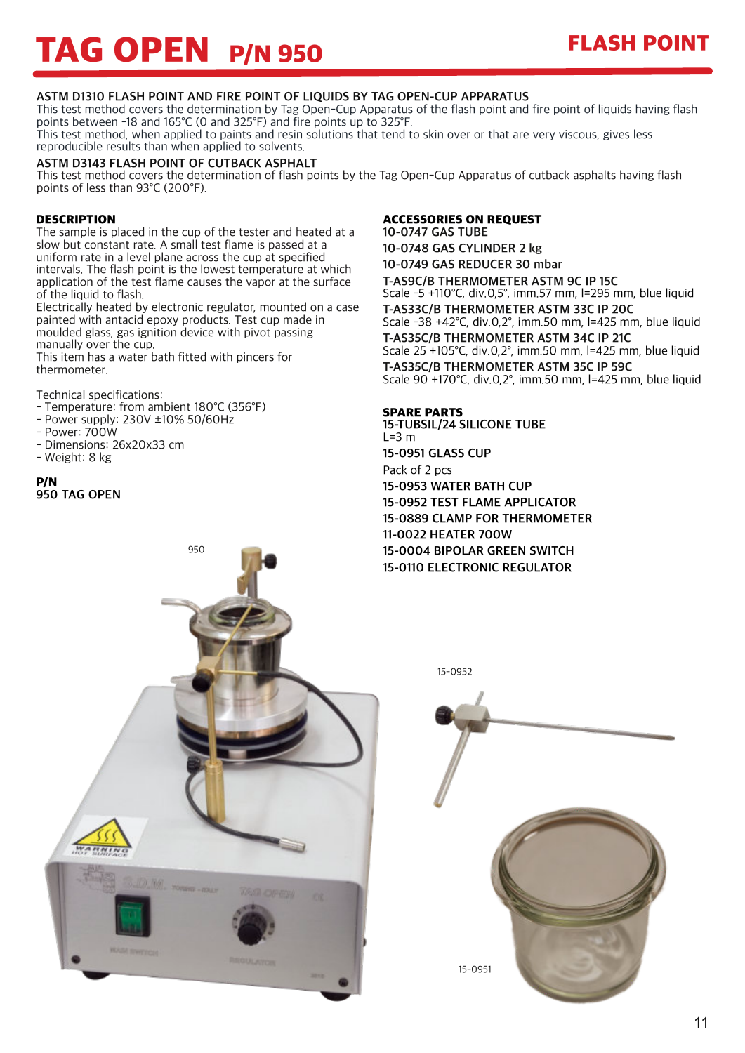# TAG OPEN P/N 950

## FLASH POINT

### ASTM D1310 FLASH POINT AND FIRE POINT OF LIQUIDS BY TAG OPEN-CUP APPARATUS

This test method covers the determination by Tag Open-Cup Apparatus of the flash point and fire point of liquids having flash points between -18 and 165°C (0 and 325°F) and fire points up to 325°F.
This test method, when applied to paints and resin solutions that tend to skin over or that are very viscous, gives less reproducible results than when applied to solvents.

### ASTM D3143 FLASH POINT OF CUTBACK ASPHALT

This test method covers the determination of flash points by the Tag Open-Cup Apparatus of cutback asphalts having flash points of less than 93°C (200°F).

### DESCRIPTION

The sample is placed in the cup of the tester and heated at a slow but constant rate. A small test flame is passed at a uniform rate in a level plane across the cup at specified intervals. The flash point is the lowest temperature at which application of the test flame causes the vapor at the surface of the liquid to flash.
Electrically heated by electronic regulator, mounted on a case painted with antacid epoxy products. Test cup made in moulded glass, gas ignition device with pivot passing manually over the cup.
This item has a water bath fitted with pincers for thermometer.

Technical specifications:
- Temperature: from ambient 180°C (356°F)
- Power supply: 230V ±10% 50/60Hz
- Power: 700W
- Dimensions: 26x20x33 cm
- Weight: 8 kg

### P/N

**950 TAG OPEN**

### ACCESSORIES ON REQUEST

**10-0747 GAS TUBE**

**10-0748 GAS CYLINDER 2 kg**

**10-0749 GAS REDUCER 30 mbar**

**T-AS9C/B THERMOMETER ASTM 9C IP 15C**
Scale -5 +110°C, div.0,5°, imm.57 mm, l=295 mm, blue liquid

**T-AS33C/B THERMOMETER ASTM 33C IP 20C**
Scale -38 +42°C, div.0,2°, imm.50 mm, l=425 mm, blue liquid

**T-AS35C/B THERMOMETER ASTM 34C IP 21C**
Scale 25 +105°C, div.0,2°, imm.50 mm, l=425 mm, blue liquid

**T-AS35C/B THERMOMETER ASTM 35C IP 59C**
Scale 90 +170°C, div.0,2°, imm.50 mm, l=425 mm, blue liquid

### SPARE PARTS

**15-TUBSIL/24 SILICONE TUBE**
L=3 m

**15-0951 GLASS CUP**
Pack of 2 pcs

**15-0953 WATER BATH CUP**

**15-0952 TEST FLAME APPLICATOR**

**15-0889 CLAMP FOR THERMOMETER**

**11-0022 HEATER 700W**

**15-0004 BIPOLAR GREEN SWITCH**

**15-0110 ELECTRONIC REGULATOR**

950

15-0952

15-0951